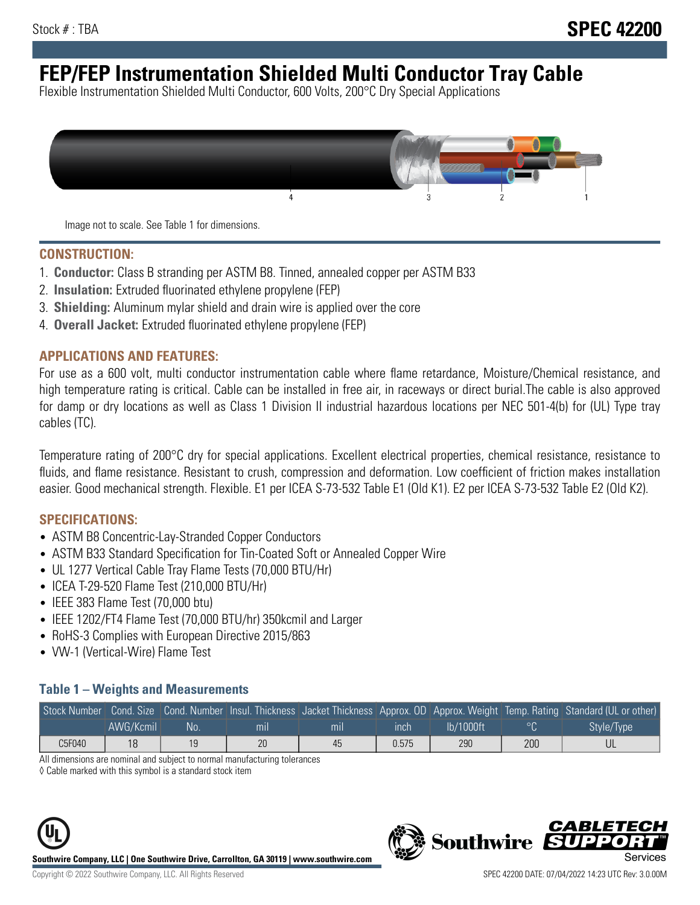Stock # : TBA

# SPEC 42200

# FEP/FEP Instrumentation Shielded Multi Conductor Tray Cable

Flexible Instrumentation Shielded Multi Conductor, 600 Volts, 200°C Dry Special Applications

Image not to scale. See Table 1 for dimensions.

## CONSTRUCTION:

1. **Conductor:** Class B stranding per ASTM B8. Tinned, annealed copper per ASTM B33
2. **Insulation:** Extruded fluorinated ethylene propylene (FEP)
3. **Shielding:** Aluminum mylar shield and drain wire is applied over the core
4. **Overall Jacket:** Extruded fluorinated ethylene propylene (FEP)

## APPLICATIONS AND FEATURES:

For use as a 600 volt, multi conductor instrumentation cable where flame retardance, Moisture/Chemical resistance, and high temperature rating is critical. Cable can be installed in free air, in raceways or direct burial.The cable is also approved for damp or dry locations as well as Class 1 Division II industrial hazardous locations per NEC 501-4(b) for (UL) Type tray cables (TC).

Temperature rating of 200°C dry for special applications. Excellent electrical properties, chemical resistance, resistance to fluids, and flame resistance. Resistant to crush, compression and deformation. Low coefficient of friction makes installation easier. Good mechanical strength. Flexible. E1 per ICEA S-73-532 Table E1 (Old K1). E2 per ICEA S-73-532 Table E2 (Old K2).

## SPECIFICATIONS:

- ASTM B8 Concentric-Lay-Stranded Copper Conductors
- ASTM B33 Standard Specification for Tin-Coated Soft or Annealed Copper Wire
- UL 1277 Vertical Cable Tray Flame Tests (70,000 BTU/Hr)
- ICEA T-29-520 Flame Test (210,000 BTU/Hr)
- IEEE 383 Flame Test (70,000 btu)
- IEEE 1202/FT4 Flame Test (70,000 BTU/hr) 350kcmil and Larger
- RoHS-3 Complies with European Directive 2015/863
- VW-1 (Vertical-Wire) Flame Test

### Table 1 – Weights and Measurements

| Stock Number | Cond. Size | Cond. Number | Insul. Thickness | Jacket Thickness | Approx. OD | Approx. Weight | Temp. Rating | Standard (UL or other) |
|---|---|---|---|---|---|---|---|---|
| | AWG/Kcmil | No. | mil | mil | inch | lb/1000ft | °C | Style/Type |
| C5F040 | 18 | 19 | 20 | 45 | 0.575 | 290 | 200 | UL |

All dimensions are nominal and subject to normal manufacturing tolerances

◊ Cable marked with this symbol is a standard stock item

Southwire Company, LLC | One Southwire Drive, Carrollton, GA 30119 | www.southwire.com

Copyright © 2022 Southwire Company, LLC. All Rights Reserved

SPEC 42200 DATE: 07/04/2022 14:23 UTC Rev: 3.0.00M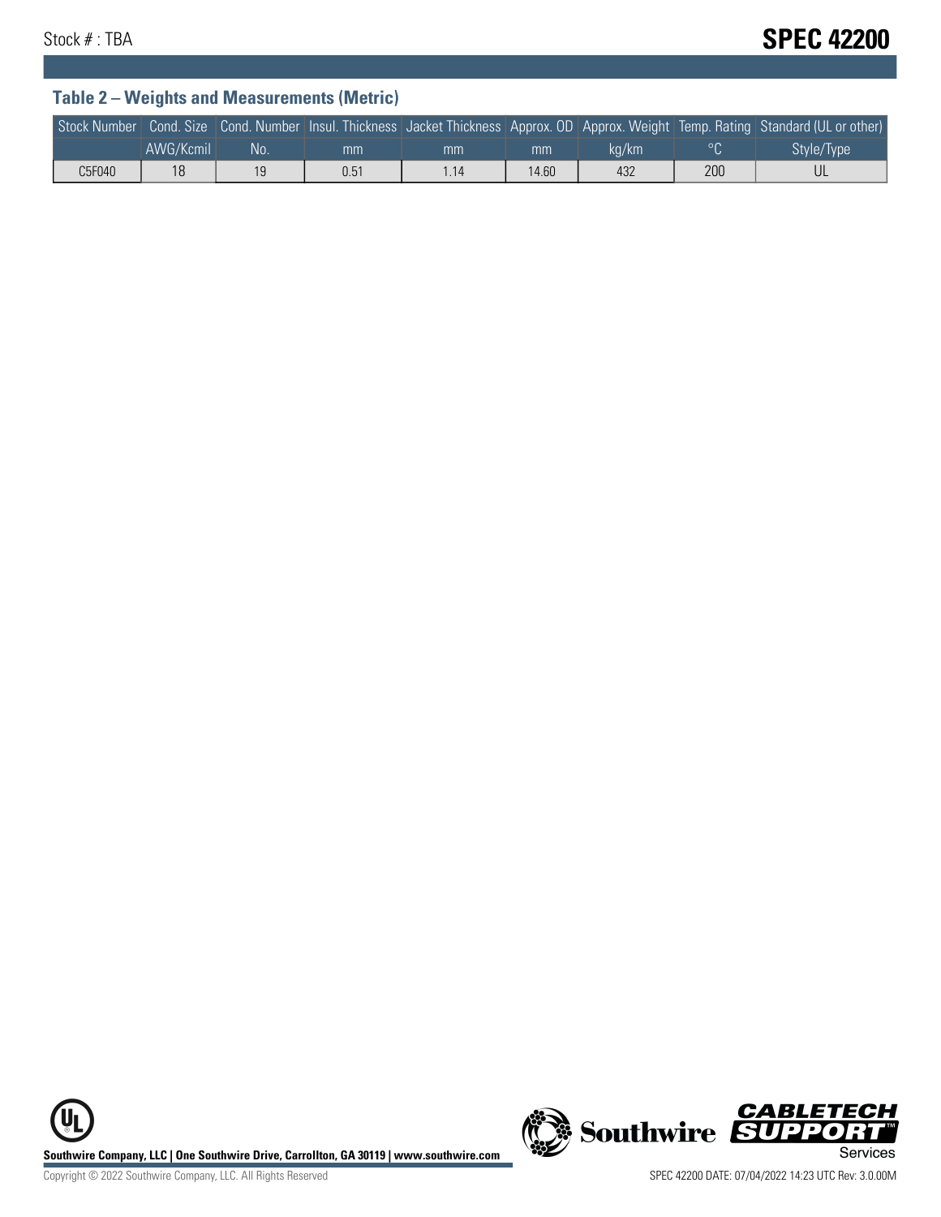### Table 2 – Weights and Measurements (Metric)

| Stock Number | Cond. Size | Cond. Number | Insul. Thickness | Jacket Thickness | Approx. OD | Approx. Weight | Temp. Rating | Standard (UL or other) |
|---|---|---|---|---|---|---|---|---|
| | AWG/Kcmil | No. | mm | mm | mm | kg/km | °C | Style/Type |
| C5F040 | 18 | 19 | 0.51 | 1.14 | 14.60 | 432 | 200 | UL |

Southwire Company, LLC | One Southwire Drive, Carrollton, GA 30119 | www.southwire.com

Copyright © 2022 Southwire Company, LLC. All Rights Reserved

SPEC 42200 DATE: 07/04/2022 14:23 UTC Rev: 3.0.00M